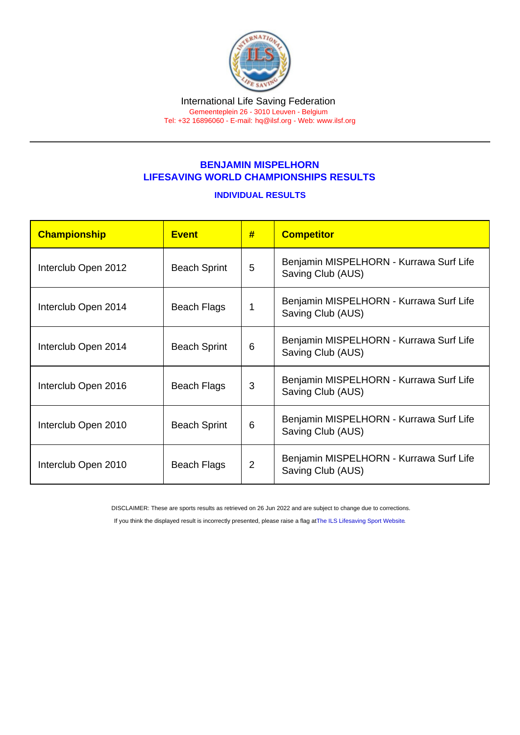International Life Saving Federation
Gemeenteplein 26 - 3010 Leuven - Belgium
Tel: +32 16896060 - E-mail: hq@ilsf.org - Web: www.ilsf.org

## BENJAMIN MISPELHORN
## LIFESAVING WORLD CHAMPIONSHIPS RESULTS

### INDIVIDUAL RESULTS

| Championship | Event | # | Competitor |
|---|---|---|---|
| Interclub Open 2012 | Beach Sprint | 5 | Benjamin MISPELHORN - Kurrawa Surf Life Saving Club (AUS) |
| Interclub Open 2014 | Beach Flags | 1 | Benjamin MISPELHORN - Kurrawa Surf Life Saving Club (AUS) |
| Interclub Open 2014 | Beach Sprint | 6 | Benjamin MISPELHORN - Kurrawa Surf Life Saving Club (AUS) |
| Interclub Open 2016 | Beach Flags | 3 | Benjamin MISPELHORN - Kurrawa Surf Life Saving Club (AUS) |
| Interclub Open 2010 | Beach Sprint | 6 | Benjamin MISPELHORN - Kurrawa Surf Life Saving Club (AUS) |
| Interclub Open 2010 | Beach Flags | 2 | Benjamin MISPELHORN - Kurrawa Surf Life Saving Club (AUS) |

DISCLAIMER: These are sports results as retrieved on 26 Jun 2022 and are subject to change due to corrections.

If you think the displayed result is incorrectly presented, please raise a flag at The ILS Lifesaving Sport Website.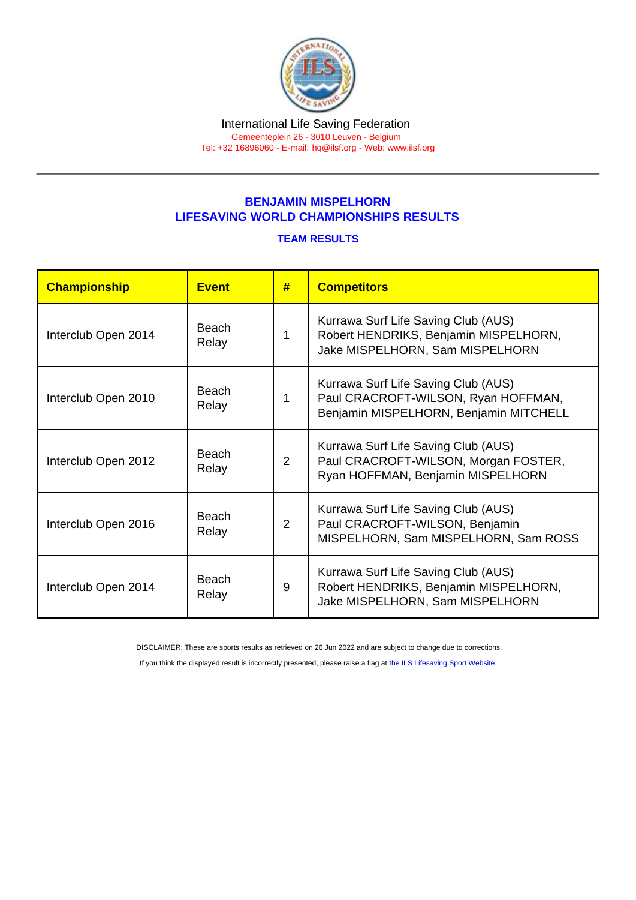International Life Saving Federation
Gemeenteplein 26 - 3010 Leuven - Belgium
Tel: +32 16896060 - E-mail: hq@ilsf.org - Web: www.ilsf.org

## BENJAMIN MISPELHORN
## LIFESAVING WORLD CHAMPIONSHIPS RESULTS

### TEAM RESULTS

| Championship | Event | # | Competitors |
|---|---|---|---|
| Interclub Open 2014 | Beach Relay | 1 | Kurrawa Surf Life Saving Club (AUS) Robert HENDRIKS, Benjamin MISPELHORN, Jake MISPELHORN, Sam MISPELHORN |
| Interclub Open 2010 | Beach Relay | 1 | Kurrawa Surf Life Saving Club (AUS) Paul CRACROFT-WILSON, Ryan HOFFMAN, Benjamin MISPELHORN, Benjamin MITCHELL |
| Interclub Open 2012 | Beach Relay | 2 | Kurrawa Surf Life Saving Club (AUS) Paul CRACROFT-WILSON, Morgan FOSTER, Ryan HOFFMAN, Benjamin MISPELHORN |
| Interclub Open 2016 | Beach Relay | 2 | Kurrawa Surf Life Saving Club (AUS) Paul CRACROFT-WILSON, Benjamin MISPELHORN, Sam MISPELHORN, Sam ROSS |
| Interclub Open 2014 | Beach Relay | 9 | Kurrawa Surf Life Saving Club (AUS) Robert HENDRIKS, Benjamin MISPELHORN, Jake MISPELHORN, Sam MISPELHORN |

DISCLAIMER: These are sports results as retrieved on 26 Jun 2022 and are subject to change due to corrections.

If you think the displayed result is incorrectly presented, please raise a flag at the ILS Lifesaving Sport Website.